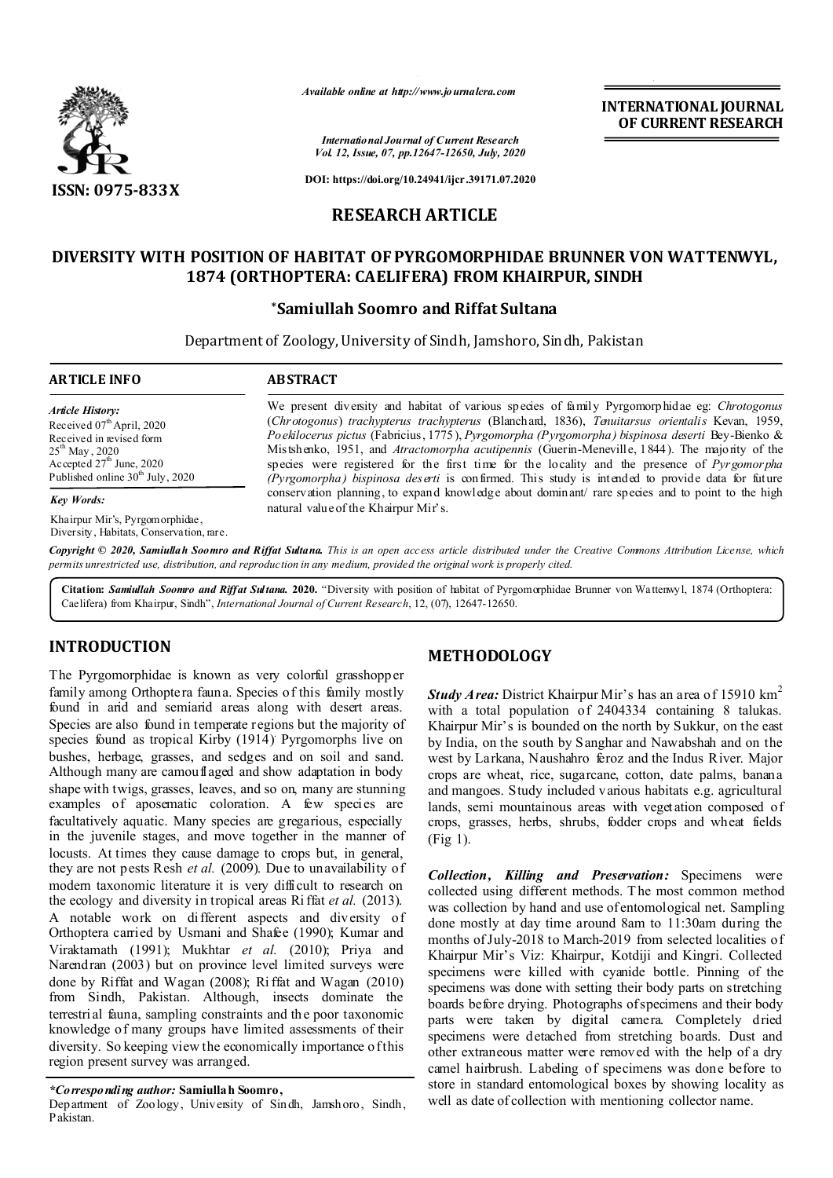**RESEARCH ARTICLE**

# DIVERSITY WITH POSITION OF HABITAT OF PYRGOMORPHIDAE BRUNNER VON WATTENWYL, 1874 (ORTHOPTERA: CAELIFERA) FROM KHAIRPUR, SINDH

**\*Samiullah Soomro and Riffat Sultana**

Department of Zoology, University of Sindh, Jamshoro, Sindh, Pakistan

**ARTICLE INFO**

*Article History:*
Received 07th April, 2020
Received in revised form 25th May, 2020
Accepted 27th June, 2020
Published online 30th July, 2020

*Key Words:*
Khairpur Mir's, Pyrgomorphidae, Diversity, Habitats, Conservation, rare.

**ABSTRACT**

We present diversity and habitat of various species of family Pyrgomorphidae eg: *Chrotogonus* (*Chrotogonus*) *trachypterus trachypterus* (Blanchard, 1836), *Tenuitarsus orientalis* Kevan, 1959, *Poekilocerus pictus* (Fabricius, 1775), *Pyrgomorpha (Pyrgomorpha) bispinosa deserti* Bey-Bienko & Mistshenko, 1951, and *Atractomorpha acutipennis* (Guerin-Meneville, 1844). The majority of the species were registered for the first time for the locality and the presence of *Pyrgomorpha (Pyrgomorpha) bispinosa deserti* is confirmed. This study is intended to provide data for future conservation planning, to expand knowledge about dominant/ rare species and to point to the high natural value of the Khairpur Mir's.

*Copyright © 2020, Samiullah Soomro and Riffat Sultana. This is an open access article distributed under the Creative Commons Attribution License, which permits unrestricted use, distribution, and reproduction in any medium, provided the original work is properly cited.*

**Citation:** *Samiullah Soomro and Riffat Sultana.* **2020.** "Diversity with position of habitat of Pyrgomorphidae Brunner von Wattenwyl, 1874 (Orthoptera: Caelifera) from Khairpur, Sindh", *International Journal of Current Research*, 12, (07), 12647-12650.

## INTRODUCTION

The Pyrgomorphidae is known as very colorful grasshopper family among Orthoptera fauna. Species of this family mostly found in arid and semiarid areas along with desert areas. Species are also found in temperate regions but the majority of species found as tropical Kirby (1914). Pyrgomorphs live on bushes, herbage, grasses, and sedges and on soil and sand. Although many are camouflaged and show adaptation in body shape with twigs, grasses, leaves, and so on, many are stunning examples of aposematic coloration. A few species are facultatively aquatic. Many species are gregarious, especially in the juvenile stages, and move together in the manner of locusts. At times they cause damage to crops but, in general, they are not pests Resh *et al.* (2009). Due to unavailability of modern taxonomic literature it is very difficult to research on the ecology and diversity in tropical areas Riffat *et al.* (2013). A notable work on different aspects and diversity of Orthoptera carried by Usmani and Shafee (1990); Kumar and Viraktamath (1991); Mukhtar *et al.* (2010); Priya and Narendran (2003) but on province level limited surveys were done by Riffat and Wagan (2008); Riffat and Wagan (2010) from Sindh, Pakistan. Although, insects dominate the terrestrial fauna, sampling constraints and the poor taxonomic knowledge of many groups have limited assessments of their diversity. So keeping view the economically importance of this region present survey was arranged.

## METHODOLOGY

***Study Area:*** District Khairpur Mir's has an area of 15910 km$^2$ with a total population of 2404334 containing 8 talukas. Khairpur Mir's is bounded on the north by Sukkur, on the east by India, on the south by Sanghar and Nawabshah and on the west by Larkana, Naushahro feroz and the Indus River. Major crops are wheat, rice, sugarcane, cotton, date palms, banana and mangoes. Study included various habitats e.g. agricultural lands, semi mountainous areas with vegetation composed of crops, grasses, herbs, shrubs, fodder crops and wheat fields (Fig 1).

***Collection, Killing and Preservation:*** Specimens were collected using different methods. The most common method was collection by hand and use of entomological net. Sampling done mostly at day time around 8am to 11:30am during the months of July-2018 to March-2019 from selected localities of Khairpur Mir's Viz: Khairpur, Kotdiji and Kingri. Collected specimens were killed with cyanide bottle. Pinning of the specimens was done with setting their body parts on stretching boards before drying. Photographs of specimens and their body parts were taken by digital camera. Completely dried specimens were detached from stretching boards. Dust and other extraneous matter were removed with the help of a dry camel hairbrush. Labeling of specimens was done before to store in standard entomological boxes by showing locality as well as date of collection with mentioning collector name.

*\*Corresponding author:* **Samiullah Soomro,**
Department of Zoology, University of Sindh, Jamshoro, Sindh, Pakistan.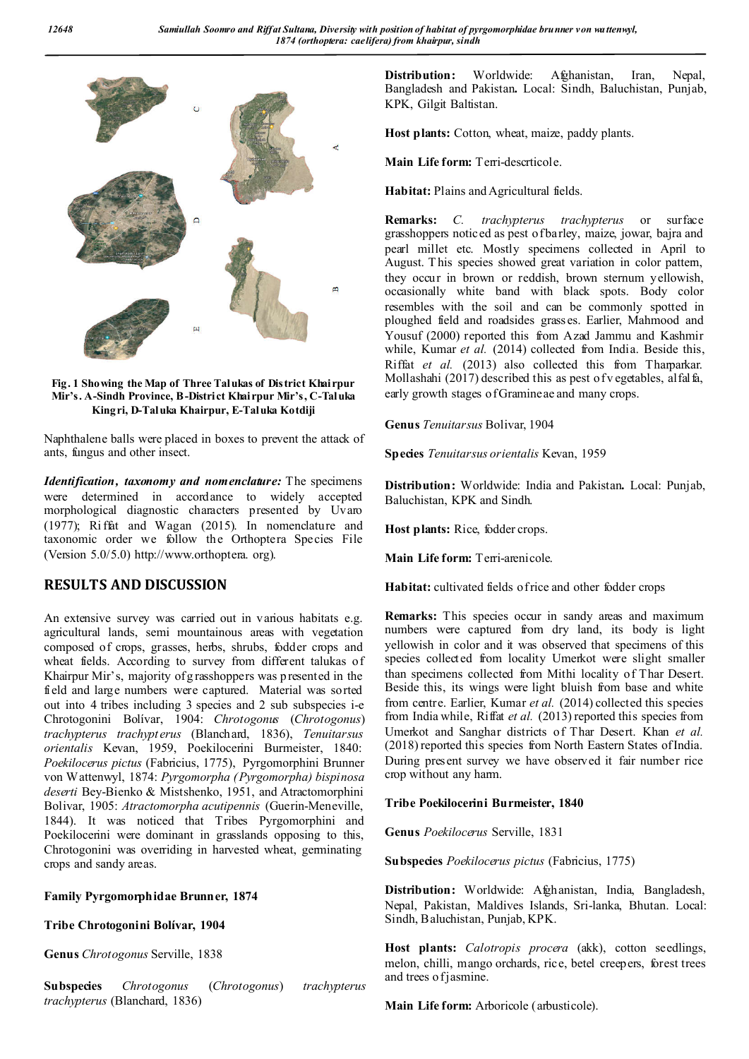Fig. 1 Showing the Map of Three Talukas of District Khairpur Mir's. A-Sindh Province, B-District Khairpur Mir's, C-Taluka Kingri, D-Taluka Khairpur, E-Taluka Kotdiji

Naphthalene balls were placed in boxes to prevent the attack of ants, fungus and other insect.

***Identification, taxonomy and nomenclature:*** The specimens were determined in accordance to widely accepted morphological diagnostic characters presented by Uvaro (1977); Riffat and Wagan (2015). In nomenclature and taxonomic order we follow the Orthoptera Species File (Version 5.0/5.0) http://www.orthoptera.org).

## RESULTS AND DISCUSSION

An extensive survey was carried out in various habitats e.g. agricultural lands, semi mountainous areas with vegetation composed of crops, grasses, herbs, shrubs, fodder crops and wheat fields. According to survey from different talukas of Khairpur Mir's, majority of grasshoppers was presented in the field and large numbers were captured. Material was sorted out into 4 tribes including 3 species and 2 sub subspecies i-e Chrotogonini Bolívar, 1904: *Chrotogonus* (*Chrotogonus*) *trachypterus trachypterus* (Blanchard, 1836), *Tenuitarsus orientalis* Kevan, 1959, Poekilocerini Burmeister, 1840: *Poekilocerus pictus* (Fabricius, 1775), Pyrgomorphini Brunner von Wattenwyl, 1874: *Pyrgomorpha (Pyrgomorpha) bispinosa deserti* Bey-Bienko & Mistshenko, 1951, and Atractomorphini Bolivar, 1905: *Atractomorpha acutipennis* (Guerin-Meneville, 1844). It was noticed that Tribes Pyrgomorphini and Poekilocerini were dominant in grasslands opposing to this, Chrotogonini was overriding in harvested wheat, germinating crops and sandy areas.

**Family Pyrgomorphidae Brunner, 1874**

**Tribe Chrotogonini Bolívar, 1904**

**Genus** *Chrotogonus* Serville, 1838

**Subspecies** *Chrotogonus* (*Chrotogonus*) *trachypterus trachypterus* (Blanchard, 1836)

**Distribution:** Worldwide: Afghanistan, Iran, Nepal, Bangladesh and Pakistan**.** Local: Sindh, Baluchistan, Punjab, KPK, Gilgit Baltistan.

**Host plants:** Cotton, wheat, maize, paddy plants.

**Main Life form:** Terri-descrticole.

**Habitat:** Plains and Agricultural fields.

**Remarks:** *C. trachypterus trachypterus* or surface grasshoppers noticed as pest of barley, maize, jowar, bajra and pearl millet etc. Mostly specimens collected in April to August. This species showed great variation in color pattern, they occur in brown or reddish, brown sternum yellowish, occasionally white band with black spots. Body color resembles with the soil and can be commonly spotted in ploughed field and roadsides grasses. Earlier, Mahmood and Yousuf (2000) reported this from Azad Jammu and Kashmir while, Kumar *et al.* (2014) collected from India. Beside this, Riffat *et al.* (2013) also collected this from Tharparkar. Mollashahi (2017) described this as pest of vegetables, alfalfa, early growth stages of Gramineae and many crops.

**Genus** *Tenuitarsus* Bolivar, 1904

**Species** *Tenuitarsus orientalis* Kevan, 1959

**Distribution:** Worldwide: India and Pakistan**.** Local: Punjab, Baluchistan, KPK and Sindh.

**Host plants:** Rice, fodder crops.

**Main Life form:** Terri-arenicole.

**Habitat:** cultivated fields of rice and other fodder crops

**Remarks:** This species occur in sandy areas and maximum numbers were captured from dry land, its body is light yellowish in color and it was observed that specimens of this species collected from locality Umerkot were slight smaller than specimens collected from Mithi locality of Thar Desert. Beside this, its wings were light bluish from base and white from centre. Earlier, Kumar *et al.* (2014) collected this species from India while, Riffat *et al.* (2013) reported this species from Umerkot and Sanghar districts of Thar Desert. Khan *et al.* (2018) reported this species from North Eastern States of India. During present survey we have observed it fair number rice crop without any harm.

**Tribe Poekilocerini Burmeister, 1840**

**Genus** *Poekilocerus* Serville, 1831

**Subspecies** *Poekilocerus pictus* (Fabricius, 1775)

**Distribution:** Worldwide: Afghanistan, India, Bangladesh, Nepal, Pakistan, Maldives Islands, Sri-lanka, Bhutan. Local: Sindh, Baluchistan, Punjab, KPK.

**Host plants:** *Calotropis procera* (akk), cotton seedlings, melon, chilli, mango orchards, rice, betel creepers, forest trees and trees of jasmine.

**Main Life form:** Arboricole (arbusticole).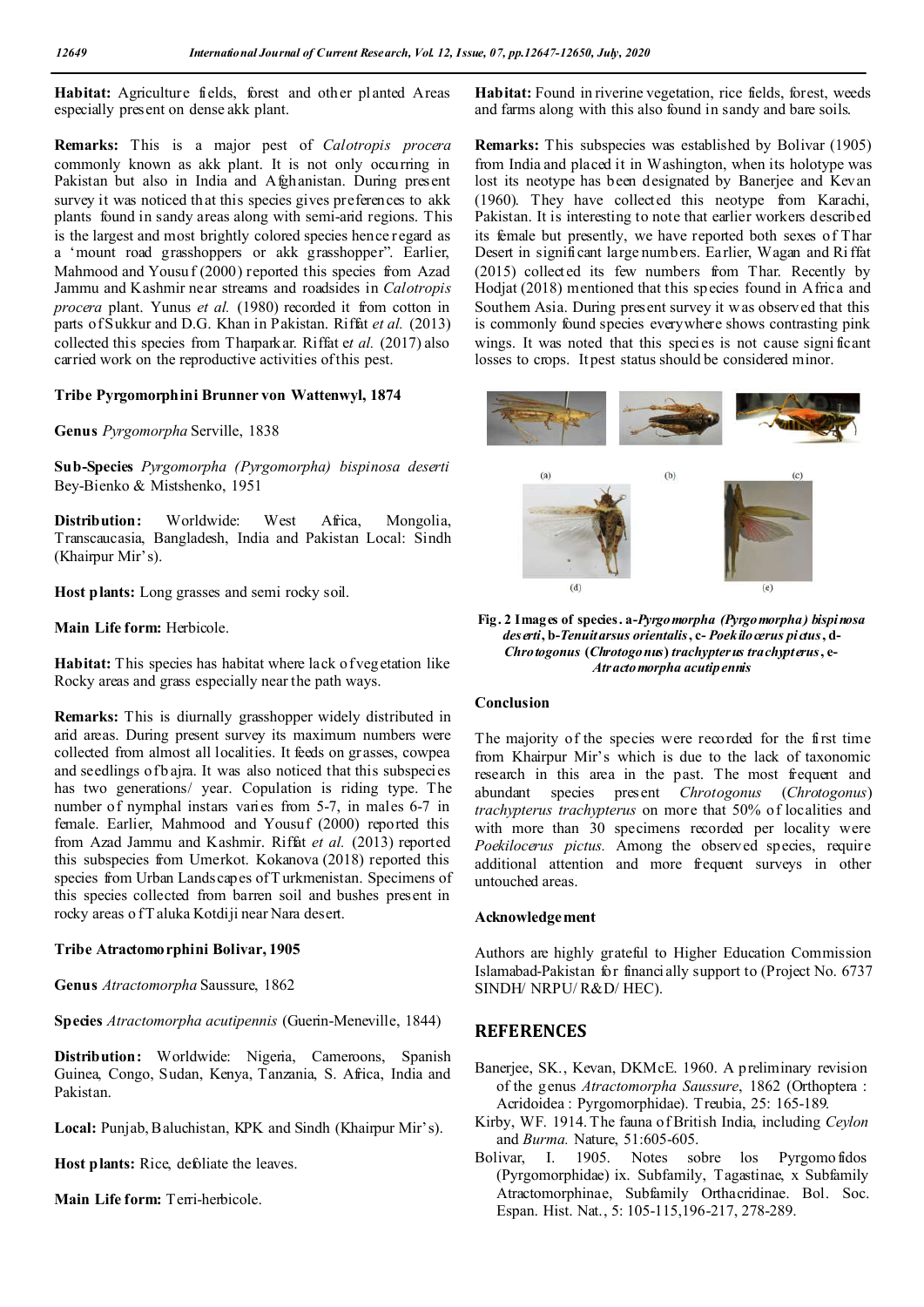**Habitat:** Agriculture fields, forest and other planted Areas especially present on dense akk plant.

**Remarks:** This is a major pest of *Calotropis procera* commonly known as akk plant. It is not only occurring in Pakistan but also in India and Afghanistan. During present survey it was noticed that this species gives preferences to akk plants found in sandy areas along with semi-arid regions. This is the largest and most brightly colored species hence regard as a 'mount road grasshoppers or akk grasshopper". Earlier, Mahmood and Yousuf (2000) reported this species from Azad Jammu and Kashmir near streams and roadsides in *Calotropis procera* plant. Yunus *et al.* (1980) recorded it from cotton in parts of Sukkur and D.G. Khan in Pakistan. Riffat *et al.* (2013) collected this species from Tharparkar. Riffat e*t al.* (2017) also carried work on the reproductive activities of this pest.

### Tribe Pyrgomorphini Brunner von Wattenwyl, 1874

**Genus** *Pyrgomorpha* Serville, 1838

**Sub-Species** *Pyrgomorpha (Pyrgomorpha) bispinosa deserti* Bey-Bienko & Mistshenko, 1951

**Distribution:** Worldwide: West Africa, Mongolia, Transcaucasia, Bangladesh, India and Pakistan Local: Sindh (Khairpur Mir's).

**Host plants:** Long grasses and semi rocky soil.

**Main Life form:** Herbicole.

**Habitat:** This species has habitat where lack of vegetation like Rocky areas and grass especially near the path ways.

**Remarks:** This is diurnally grasshopper widely distributed in arid areas. During present survey its maximum numbers were collected from almost all localities. It feeds on grasses, cowpea and seedlings of bajra. It was also noticed that this subspecies has two generations/ year. Copulation is riding type. The number of nymphal instars varies from 5-7, in males 6-7 in female. Earlier, Mahmood and Yousuf (2000) reported this from Azad Jammu and Kashmir. Riffat *et al.* (2013) reported this subspecies from Umerkot. Kokanova (2018) reported this species from Urban Landscapes of Turkmenistan. Specimens of this species collected from barren soil and bushes present in rocky areas of Taluka Kotdiji near Nara desert.

### Tribe Atractomorphini Bolivar, 1905

**Genus** *Atractomorpha* Saussure, 1862

**Species** *Atractomorpha acutipennis* (Guerin-Meneville, 1844)

**Distribution:** Worldwide: Nigeria, Cameroons, Spanish Guinea, Congo, Sudan, Kenya, Tanzania, S. Africa, India and Pakistan.

**Local:** Punjab, Baluchistan, KPK and Sindh (Khairpur Mir's).

**Host plants:** Rice, defoliate the leaves.

**Main Life form:** Terri-herbicole.

**Habitat:** Found in riverine vegetation, rice fields, forest, weeds and farms along with this also found in sandy and bare soils.

**Remarks:** This subspecies was established by Bolivar (1905) from India and placed it in Washington, when its holotype was lost its neotype has been designated by Banerjee and Kevan (1960). They have collected this neotype from Karachi, Pakistan. It is interesting to note that earlier workers described its female but presently, we have reported both sexes of Thar Desert in significant large numbers. Earlier, Wagan and Riffat (2015) collected its few numbers from Thar. Recently by Hodjat (2018) mentioned that this species found in Africa and Southern Asia. During present survey it was observed that this is commonly found species everywhere shows contrasting pink wings. It was noted that this species is not cause significant losses to crops. It pest status should be considered minor.

(a) (b) (c) (d) (e)

**Fig. 2 Images of species. a-*Pyrgomorpha (Pyrgomorpha) bispinosa deserti*, b-*Tenuitarsus orientalis*, c- *Poekilocerus pictus*, d- *Chrotogonus* (*Chrotogonus*) *trachypterus trachypterus*, e- *Atractomorpha acutipennis***

## Conclusion

The majority of the species were recorded for the first time from Khairpur Mir's which is due to the lack of taxonomic research in this area in the past. The most frequent and abundant species present *Chrotogonus* (*Chrotogonus*) *trachypterus trachypterus* on more that 50% of localities and with more than 30 specimens recorded per locality were *Poekilocerus pictus.* Among the observed species, require additional attention and more frequent surveys in other untouched areas.

## Acknowledgement

Authors are highly grateful to Higher Education Commission Islamabad-Pakistan for financially support to (Project No. 6737 SINDH/ NRPU/ R&D/ HEC).

## REFERENCES

Banerjee, SK., Kevan, DKMcE. 1960. A preliminary revision of the genus *Atractomorpha Saussure*, 1862 (Orthoptera : Acridoidea : Pyrgomorphidae). Treubia, 25: 165-189.

Kirby, WF. 1914. The fauna of British India, including *Ceylon* and *Burma.* Nature, 51:605-605.

Bolivar, I. 1905. Notes sobre los Pyrgomofidos (Pyrgomorphidae) ix. Subfamily, Tagastinae, x Subfamily Atractomorphinae, Subfamily Orthacridinae. Bol. Soc. Espan. Hist. Nat., 5: 105-115,196-217, 278-289.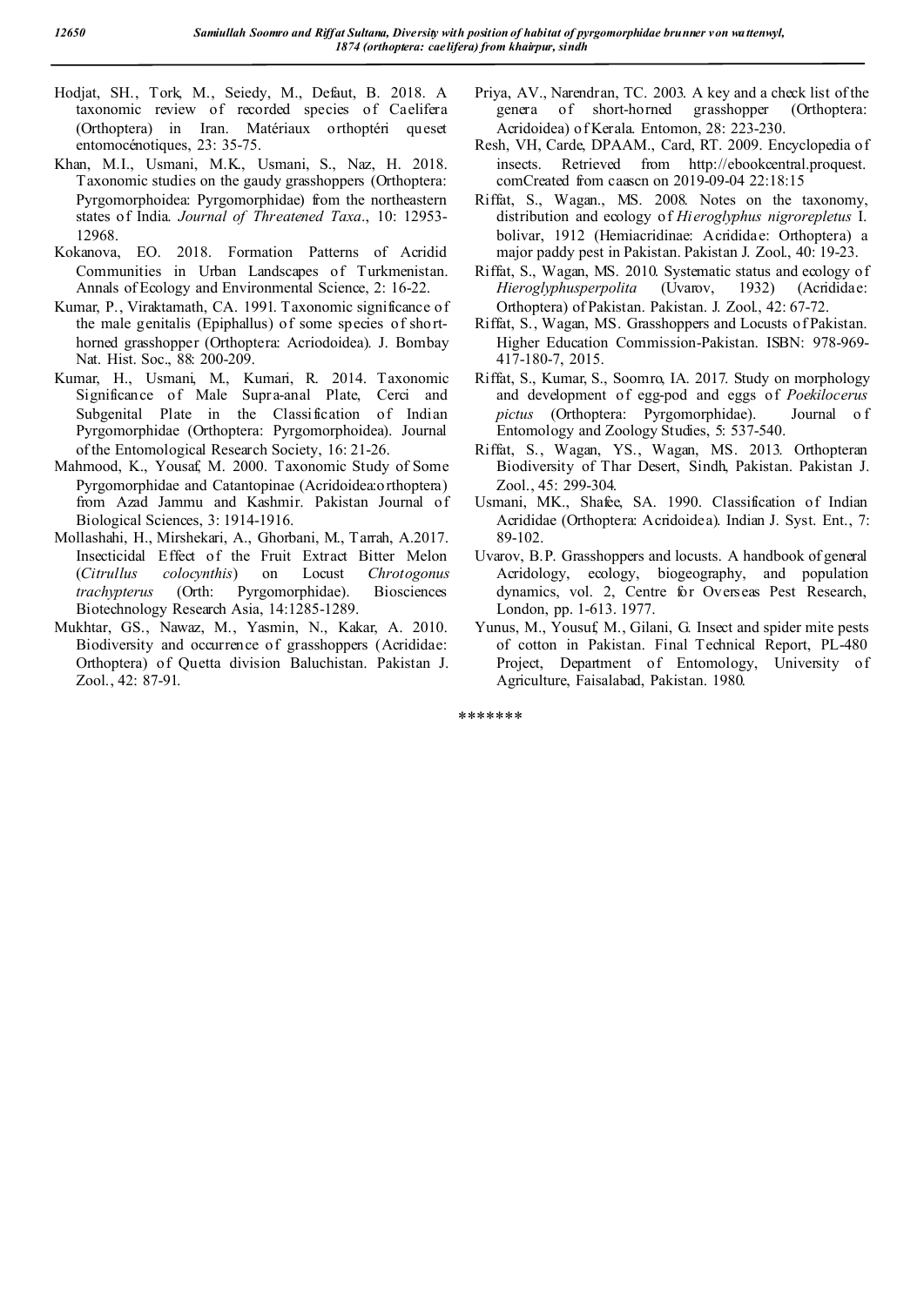Hodjat, SH., Tork, M., Seiedy, M., Defaut, B. 2018. A taxonomic review of recorded species of Caelifera (Orthoptera) in Iran. Matériaux orthoptéri queset entomocénotiques, 23: 35-75.

Khan, M.I., Usmani, M.K., Usmani, S., Naz, H. 2018. Taxonomic studies on the gaudy grasshoppers (Orthoptera: Pyrgomorphoidea: Pyrgomorphidae) from the northeastern states of India. *Journal of Threatened Taxa*., 10: 12953-12968.

Kokanova, EO. 2018. Formation Patterns of Acridid Communities in Urban Landscapes of Turkmenistan. Annals of Ecology and Environmental Science, 2: 16-22.

Kumar, P., Viraktamath, CA. 1991. Taxonomic significance of the male genitalis (Epiphallus) of some species of short-horned grasshopper (Orthoptera: Acriodoidea). J. Bombay Nat. Hist. Soc., 88: 200-209.

Kumar, H., Usmani, M., Kumari, R. 2014. Taxonomic Significance of Male Supra-anal Plate, Cerci and Subgenital Plate in the Classification of Indian Pyrgomorphidae (Orthoptera: Pyrgomorphoidea). Journal of the Entomological Research Society, 16: 21-26.

Mahmood, K., Yousaf, M. 2000. Taxonomic Study of Some Pyrgomorphidae and Catantopinae (Acridoidea:orthoptera) from Azad Jammu and Kashmir. Pakistan Journal of Biological Sciences, 3: 1914-1916.

Mollashahi, H., Mirshekari, A., Ghorbani, M., Tarrah, A.2017. Insecticidal Effect of the Fruit Extract Bitter Melon (*Citrullus colocynthis*) on Locust *Chrotogonus trachypterus* (Orth: Pyrgomorphidae). Biosciences Biotechnology Research Asia, 14:1285-1289.

Mukhtar, GS., Nawaz, M., Yasmin, N., Kakar, A. 2010. Biodiversity and occurrence of grasshoppers (Acrididae: Orthoptera) of Quetta division Baluchistan. Pakistan J. Zool., 42: 87-91.

Priya, AV., Narendran, TC. 2003. A key and a check list of the genera of short-horned grasshopper (Orthoptera: Acridoidea) of Kerala. Entomon, 28: 223-230.

Resh, VH, Carde, DPAAM., Card, RT. 2009. Encyclopedia of insects. Retrieved from http://ebookcentral.proquest. comCreated from caascn on 2019-09-04 22:18:15

Riffat, S., Wagan., MS. 2008. Notes on the taxonomy, distribution and ecology of *Hieroglyphus nigrorepletus* I. bolivar, 1912 (Hemiacridinae: Acrididae: Orthoptera) a major paddy pest in Pakistan. Pakistan J. Zool., 40: 19-23.

Riffat, S., Wagan, MS. 2010. Systematic status and ecology of *Hieroglyphusperpolita* (Uvarov, 1932) (Acrididae: Orthoptera) of Pakistan. Pakistan. J. Zool., 42: 67-72.

Riffat, S., Wagan, MS. Grasshoppers and Locusts of Pakistan. Higher Education Commission-Pakistan. ISBN: 978-969-417-180-7, 2015.

Riffat, S., Kumar, S., Soomro, IA. 2017. Study on morphology and development of egg-pod and eggs of *Poekilocerus pictus* (Orthoptera: Pyrgomorphidae). Journal of Entomology and Zoology Studies, 5: 537-540.

Riffat, S., Wagan, YS., Wagan, MS. 2013. Orthopteran Biodiversity of Thar Desert, Sindh, Pakistan. Pakistan J. Zool., 45: 299-304.

Usmani, MK., Shafee, SA. 1990. Classification of Indian Acrididae (Orthoptera: Acridoidea). Indian J. Syst. Ent., 7: 89-102.

Uvarov, B.P. Grasshoppers and locusts. A handbook of general Acridology, ecology, biogeography, and population dynamics, vol. 2, Centre for Overseas Pest Research, London, pp. 1-613. 1977.

Yunus, M., Yousuf, M., Gilani, G. Insect and spider mite pests of cotton in Pakistan. Final Technical Report, PL-480 Project, Department of Entomology, University of Agriculture, Faisalabad, Pakistan. 1980.

\*\*\*\*\*\*\*